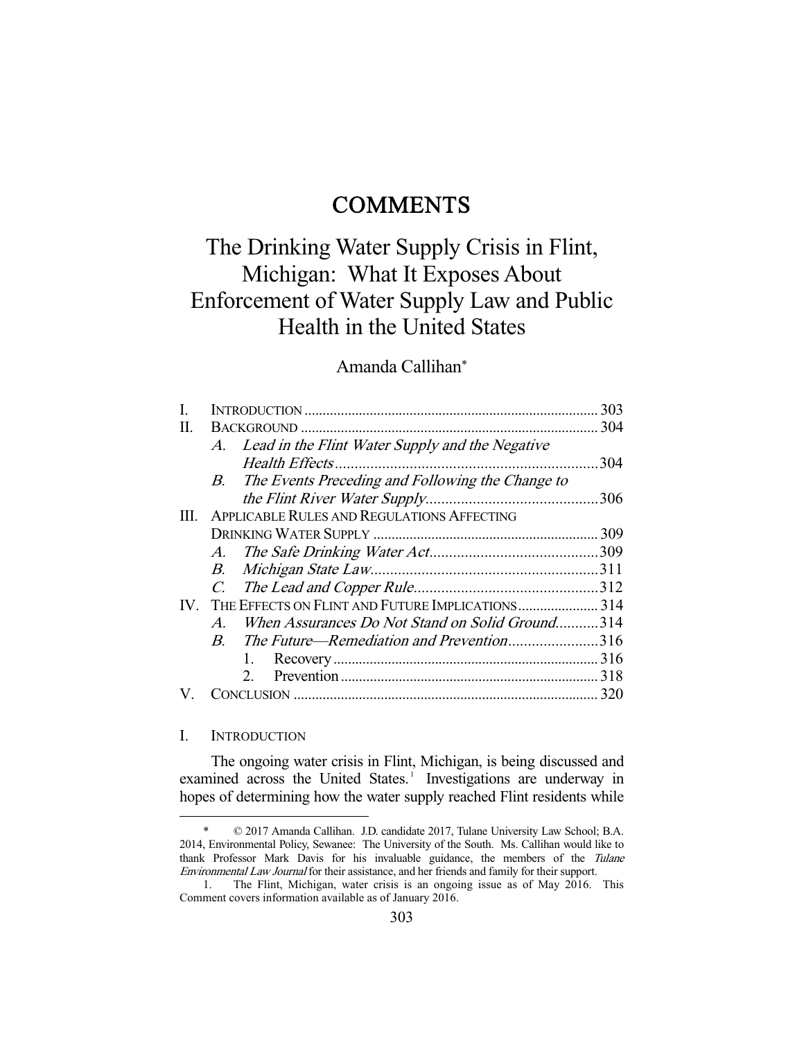# COMMENTS

# The Drinking Water Supply Crisis in Flint, Michigan: What It Exposes About Enforcement of Water Supply Law and Public Health in the United States

Amanda Callihan*

| | | |
|---|---|---|
| I. | INTRODUCTION | 303 |
| II. | BACKGROUND | 304 |
| | *A. Lead in the Flint Water Supply and the Negative Health Effects* | 304 |
| | *B. The Events Preceding and Following the Change to the Flint River Water Supply* | 306 |
| III. | APPLICABLE RULES AND REGULATIONS AFFECTING DRINKING WATER SUPPLY | 309 |
| | *A. The Safe Drinking Water Act* | 309 |
| | *B. Michigan State Law* | 311 |
| | *C. The Lead and Copper Rule* | 312 |
| IV. | THE EFFECTS ON FLINT AND FUTURE IMPLICATIONS | 314 |
| | *A. When Assurances Do Not Stand on Solid Ground* | 314 |
| | *B. The Future—Remediation and Prevention* | 316 |
| | 1. Recovery | 316 |
| | 2. Prevention | 318 |
| V. | CONCLUSION | 320 |

## I. INTRODUCTION

The ongoing water crisis in Flint, Michigan, is being discussed and examined across the United States.[1] Investigations are underway in hopes of determining how the water supply reached Flint residents while

---

\* © 2017 Amanda Callihan. J.D. candidate 2017, Tulane University Law School; B.A. 2014, Environmental Policy, Sewanee: The University of the South. Ms. Callihan would like to thank Professor Mark Davis for his invaluable guidance, the members of the *Tulane Environmental Law Journal* for their assistance, and her friends and family for their support.

1. The Flint, Michigan, water crisis is an ongoing issue as of May 2016. This Comment covers information available as of January 2016.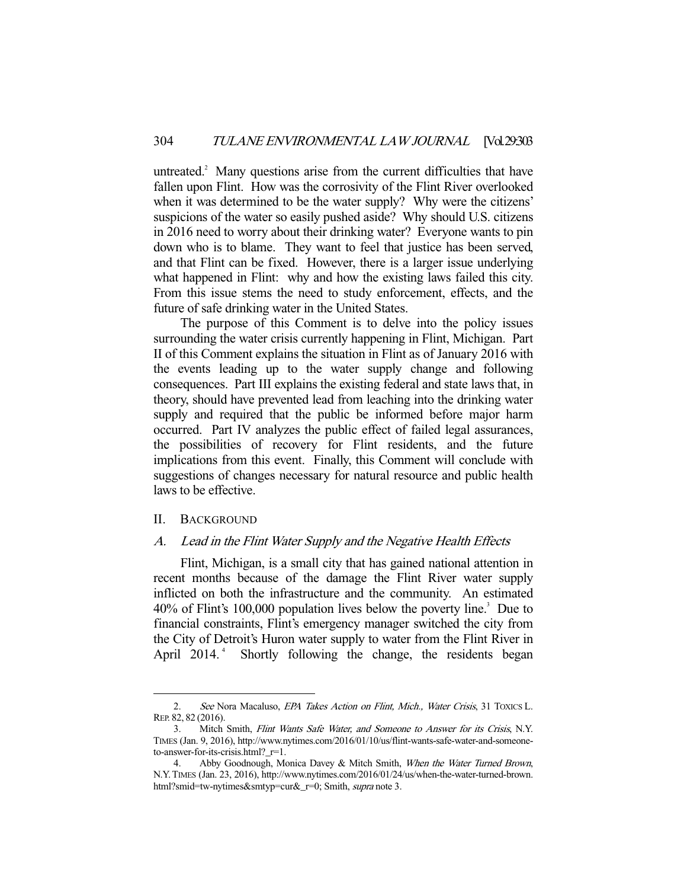untreated.[2] Many questions arise from the current difficulties that have fallen upon Flint. How was the corrosivity of the Flint River overlooked when it was determined to be the water supply? Why were the citizens' suspicions of the water so easily pushed aside? Why should U.S. citizens in 2016 need to worry about their drinking water? Everyone wants to pin down who is to blame. They want to feel that justice has been served, and that Flint can be fixed. However, there is a larger issue underlying what happened in Flint: why and how the existing laws failed this city. From this issue stems the need to study enforcement, effects, and the future of safe drinking water in the United States.

The purpose of this Comment is to delve into the policy issues surrounding the water crisis currently happening in Flint, Michigan. Part II of this Comment explains the situation in Flint as of January 2016 with the events leading up to the water supply change and following consequences. Part III explains the existing federal and state laws that, in theory, should have prevented lead from leaching into the drinking water supply and required that the public be informed before major harm occurred. Part IV analyzes the public effect of failed legal assurances, the possibilities of recovery for Flint residents, and the future implications from this event. Finally, this Comment will conclude with suggestions of changes necessary for natural resource and public health laws to be effective.

## II. BACKGROUND

### A. *Lead in the Flint Water Supply and the Negative Health Effects*

Flint, Michigan, is a small city that has gained national attention in recent months because of the damage the Flint River water supply inflicted on both the infrastructure and the community. An estimated 40% of Flint's 100,000 population lives below the poverty line.[3] Due to financial constraints, Flint's emergency manager switched the city from the City of Detroit's Huron water supply to water from the Flint River in April 2014.[4] Shortly following the change, the residents began

---

2. *See* Nora Macaluso, *EPA Takes Action on Flint, Mich., Water Crisis*, 31 TOXICS L. REP. 82, 82 (2016).

3. Mitch Smith, *Flint Wants Safe Water, and Someone to Answer for its Crisis*, N.Y. TIMES (Jan. 9, 2016), http://www.nytimes.com/2016/01/10/us/flint-wants-safe-water-and-someone-to-answer-for-its-crisis.html?_r=1.

4. Abby Goodnough, Monica Davey & Mitch Smith, *When the Water Turned Brown*, N.Y. TIMES (Jan. 23, 2016), http://www.nytimes.com/2016/01/24/us/when-the-water-turned-brown.html?smid=tw-nytimes&smtyp=cur&_r=0; Smith, *supra* note 3.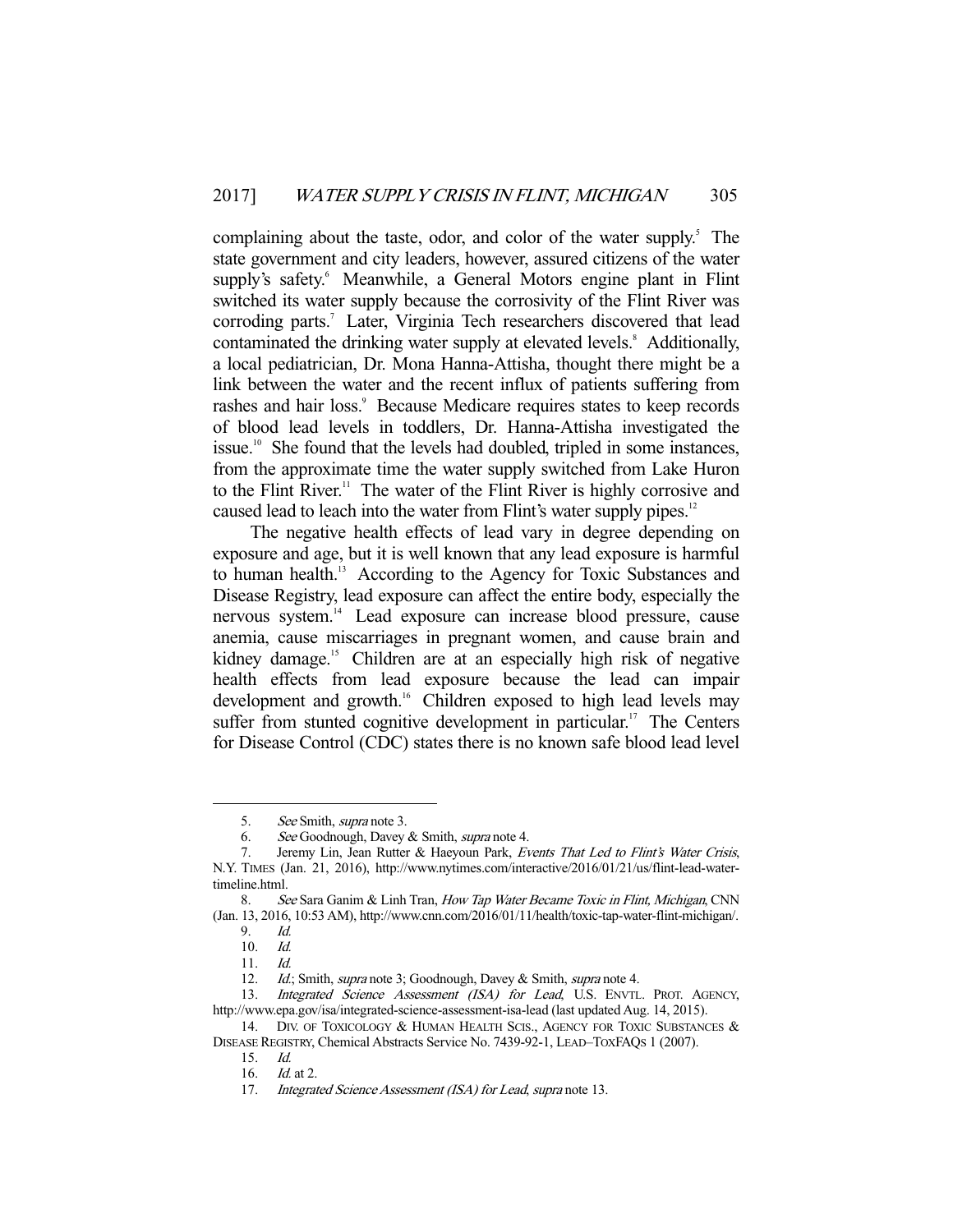complaining about the taste, odor, and color of the water supply.[5] The state government and city leaders, however, assured citizens of the water supply's safety.[6] Meanwhile, a General Motors engine plant in Flint switched its water supply because the corrosivity of the Flint River was corroding parts.[7] Later, Virginia Tech researchers discovered that lead contaminated the drinking water supply at elevated levels.[8] Additionally, a local pediatrician, Dr. Mona Hanna-Attisha, thought there might be a link between the water and the recent influx of patients suffering from rashes and hair loss.[9] Because Medicare requires states to keep records of blood lead levels in toddlers, Dr. Hanna-Attisha investigated the issue.[10] She found that the levels had doubled, tripled in some instances, from the approximate time the water supply switched from Lake Huron to the Flint River.[11] The water of the Flint River is highly corrosive and caused lead to leach into the water from Flint's water supply pipes.[12]

The negative health effects of lead vary in degree depending on exposure and age, but it is well known that any lead exposure is harmful to human health.[13] According to the Agency for Toxic Substances and Disease Registry, lead exposure can affect the entire body, especially the nervous system.[14] Lead exposure can increase blood pressure, cause anemia, cause miscarriages in pregnant women, and cause brain and kidney damage.[15] Children are at an especially high risk of negative health effects from lead exposure because the lead can impair development and growth.[16] Children exposed to high lead levels may suffer from stunted cognitive development in particular.[17] The Centers for Disease Control (CDC) states there is no known safe blood lead level

---

5. *See* Smith, *supra* note 3.

6. *See* Goodnough, Davey & Smith, *supra* note 4.

7. Jeremy Lin, Jean Rutter & Haeyoun Park, *Events That Led to Flint's Water Crisis*, N.Y. TIMES (Jan. 21, 2016), http://www.nytimes.com/interactive/2016/01/21/us/flint-lead-water-timeline.html.

8. *See* Sara Ganim & Linh Tran, *How Tap Water Became Toxic in Flint, Michigan*, CNN (Jan. 13, 2016, 10:53 AM), http://www.cnn.com/2016/01/11/health/toxic-tap-water-flint-michigan/.

9. *Id.*

10. *Id.*

11. *Id.*

12. *Id.*; Smith, *supra* note 3; Goodnough, Davey & Smith, *supra* note 4.

13. *Integrated Science Assessment (ISA) for Lead*, U.S. ENVTL. PROT. AGENCY, http://www.epa.gov/isa/integrated-science-assessment-isa-lead (last updated Aug. 14, 2015).

14. DIV. OF TOXICOLOGY & HUMAN HEALTH SCIS., AGENCY FOR TOXIC SUBSTANCES & DISEASE REGISTRY, Chemical Abstracts Service No. 7439-92-1, LEAD–TOXFAQS 1 (2007).

15. *Id.*

16. *Id.* at 2.

17. *Integrated Science Assessment (ISA) for Lead*, *supra* note 13.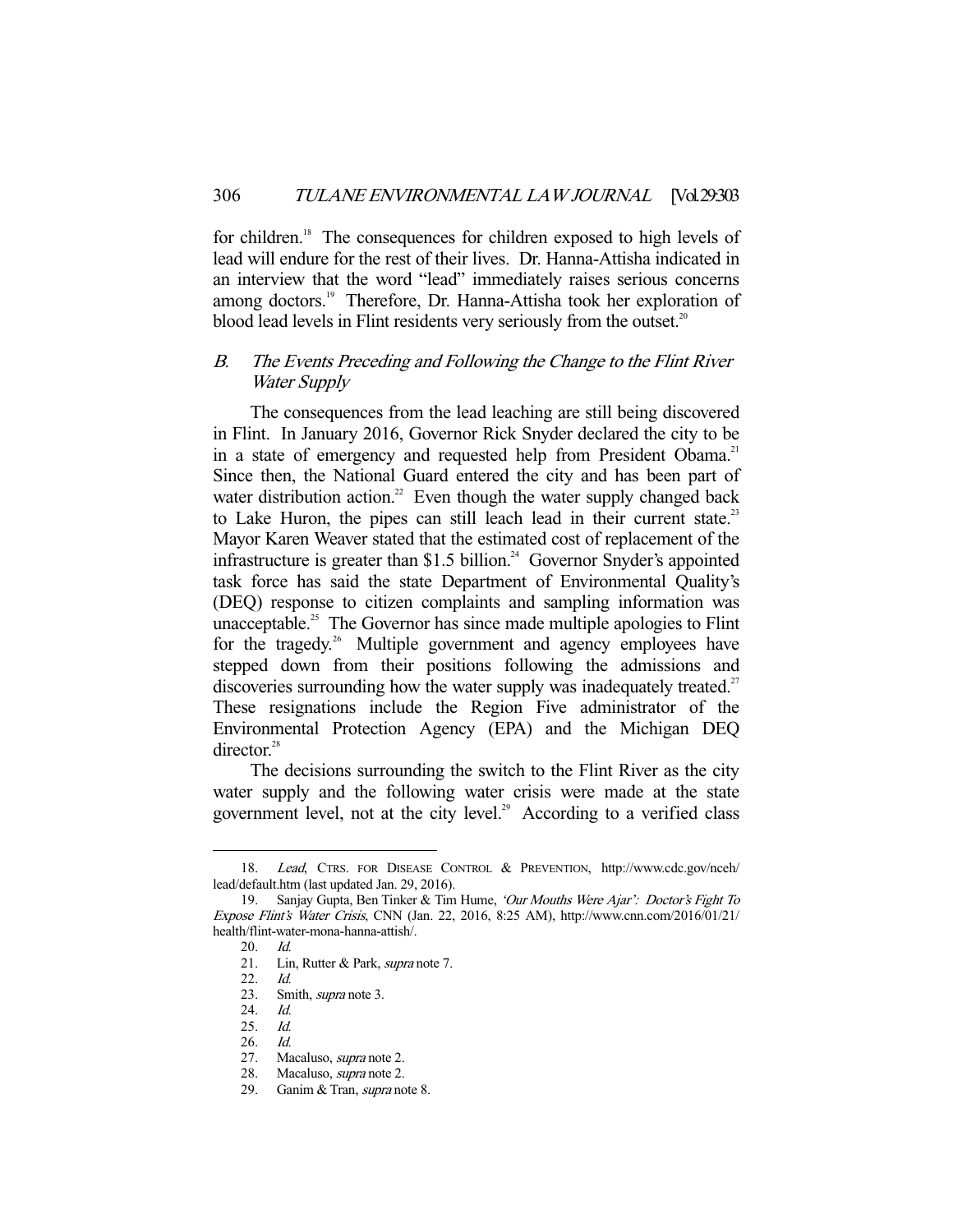for children.[18] The consequences for children exposed to high levels of lead will endure for the rest of their lives. Dr. Hanna-Attisha indicated in an interview that the word "lead" immediately raises serious concerns among doctors.[19] Therefore, Dr. Hanna-Attisha took her exploration of blood lead levels in Flint residents very seriously from the outset.[20]

### *B. The Events Preceding and Following the Change to the Flint River Water Supply*

The consequences from the lead leaching are still being discovered in Flint. In January 2016, Governor Rick Snyder declared the city to be in a state of emergency and requested help from President Obama.[21] Since then, the National Guard entered the city and has been part of water distribution action.[22] Even though the water supply changed back to Lake Huron, the pipes can still leach lead in their current state.[23] Mayor Karen Weaver stated that the estimated cost of replacement of the infrastructure is greater than $1.5 billion.[24] Governor Snyder's appointed task force has said the state Department of Environmental Quality's (DEQ) response to citizen complaints and sampling information was unacceptable.[25] The Governor has since made multiple apologies to Flint for the tragedy.[26] Multiple government and agency employees have stepped down from their positions following the admissions and discoveries surrounding how the water supply was inadequately treated.[27] These resignations include the Region Five administrator of the Environmental Protection Agency (EPA) and the Michigan DEQ director.[28]

The decisions surrounding the switch to the Flint River as the city water supply and the following water crisis were made at the state government level, not at the city level.[29] According to a verified class

---

18. *Lead*, CTRS. FOR DISEASE CONTROL & PREVENTION, http://www.cdc.gov/nceh/lead/default.htm (last updated Jan. 29, 2016).
19. Sanjay Gupta, Ben Tinker & Tim Hume, *'Our Mouths Were Ajar': Doctor's Fight To Expose Flint's Water Crisis*, CNN (Jan. 22, 2016, 8:25 AM), http://www.cnn.com/2016/01/21/health/flint-water-mona-hanna-attish/.
20. *Id.*
21. Lin, Rutter & Park, *supra* note 7.
22. *Id.*
23. Smith, *supra* note 3.
24. *Id.*
25. *Id.*
26. *Id.*
27. Macaluso, *supra* note 2.
28. Macaluso, *supra* note 2.
29. Ganim & Tran, *supra* note 8.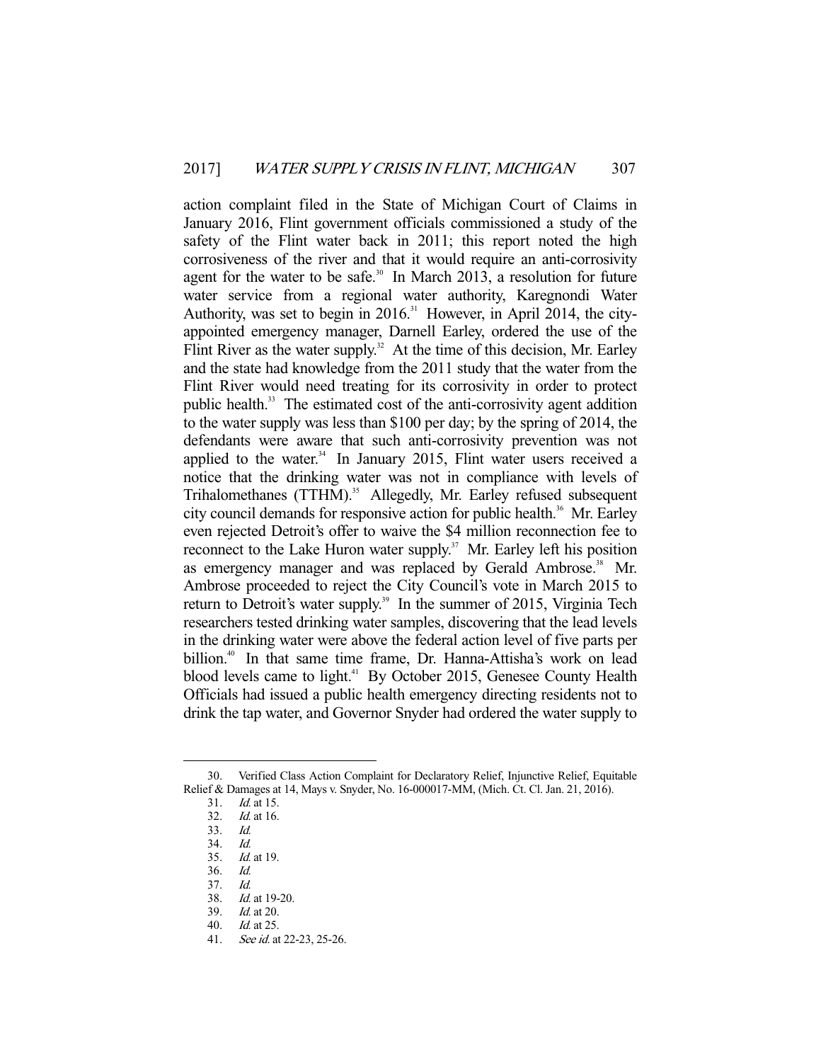action complaint filed in the State of Michigan Court of Claims in January 2016, Flint government officials commissioned a study of the safety of the Flint water back in 2011; this report noted the high corrosiveness of the river and that it would require an anti-corrosivity agent for the water to be safe.[30] In March 2013, a resolution for future water service from a regional water authority, Karegnondi Water Authority, was set to begin in 2016.[31] However, in April 2014, the city-appointed emergency manager, Darnell Earley, ordered the use of the Flint River as the water supply.[32] At the time of this decision, Mr. Earley and the state had knowledge from the 2011 study that the water from the Flint River would need treating for its corrosivity in order to protect public health.[33] The estimated cost of the anti-corrosivity agent addition to the water supply was less than $100 per day; by the spring of 2014, the defendants were aware that such anti-corrosivity prevention was not applied to the water.[34] In January 2015, Flint water users received a notice that the drinking water was not in compliance with levels of Trihalomethanes (TTHM).[35] Allegedly, Mr. Earley refused subsequent city council demands for responsive action for public health.[36] Mr. Earley even rejected Detroit's offer to waive the $4 million reconnection fee to reconnect to the Lake Huron water supply.[37] Mr. Earley left his position as emergency manager and was replaced by Gerald Ambrose.[38] Mr. Ambrose proceeded to reject the City Council's vote in March 2015 to return to Detroit's water supply.[39] In the summer of 2015, Virginia Tech researchers tested drinking water samples, discovering that the lead levels in the drinking water were above the federal action level of five parts per billion.[40] In that same time frame, Dr. Hanna-Attisha's work on lead blood levels came to light.[41] By October 2015, Genesee County Health Officials had issued a public health emergency directing residents not to drink the tap water, and Governor Snyder had ordered the water supply to

---

30. Verified Class Action Complaint for Declaratory Relief, Injunctive Relief, Equitable Relief & Damages at 14, Mays v. Snyder, No. 16-000017-MM, (Mich. Ct. Cl. Jan. 21, 2016).
31. *Id.* at 15.
32. *Id.* at 16.
33. *Id.*
34. *Id.*
35. *Id.* at 19.
36. *Id.*
37. *Id.*
38. *Id.* at 19-20.
39. *Id.* at 20.
40. *Id.* at 25.
41. *See id.* at 22-23, 25-26.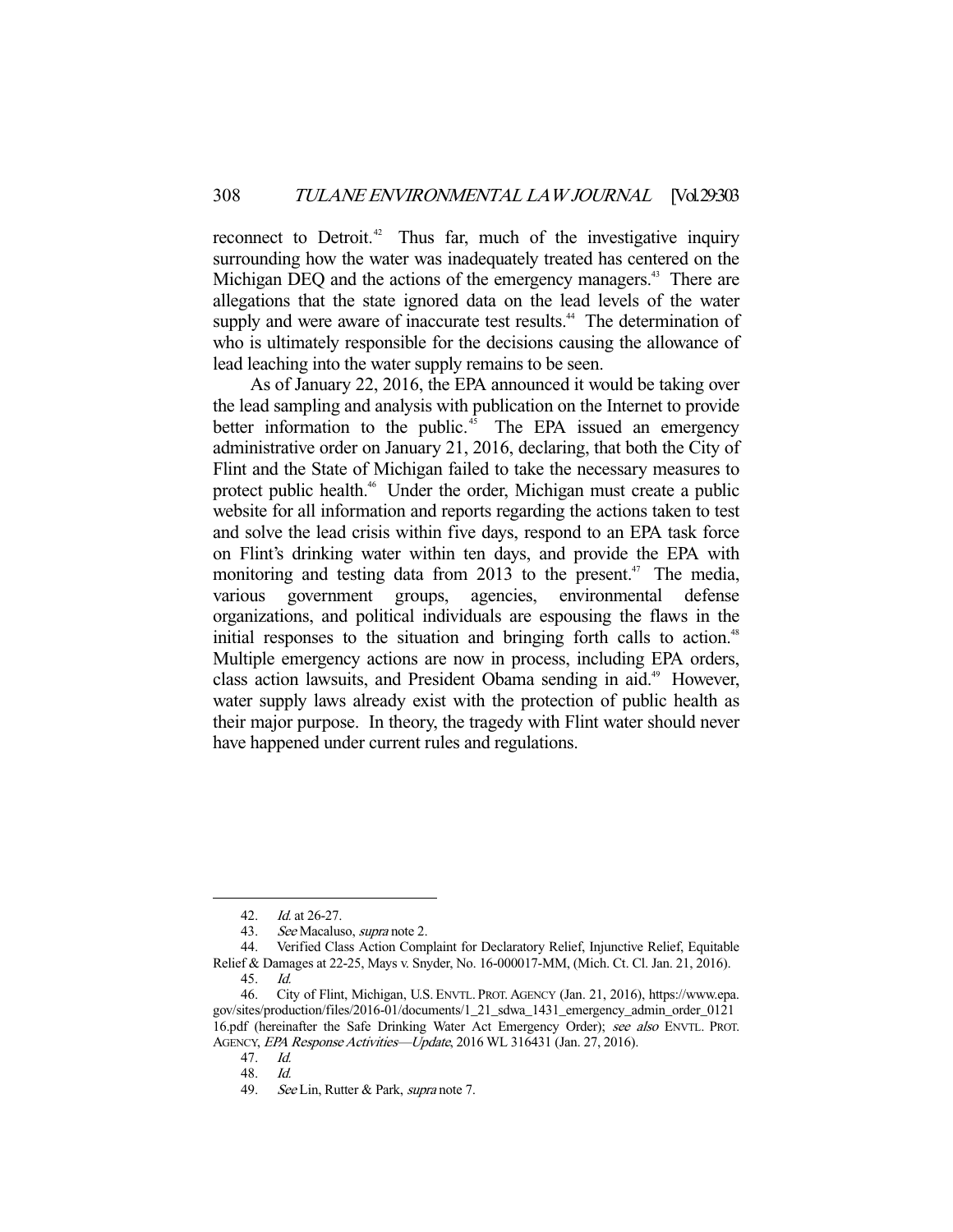reconnect to Detroit.[42] Thus far, much of the investigative inquiry surrounding how the water was inadequately treated has centered on the Michigan DEQ and the actions of the emergency managers.[43] There are allegations that the state ignored data on the lead levels of the water supply and were aware of inaccurate test results.[44] The determination of who is ultimately responsible for the decisions causing the allowance of lead leaching into the water supply remains to be seen.

As of January 22, 2016, the EPA announced it would be taking over the lead sampling and analysis with publication on the Internet to provide better information to the public.[45] The EPA issued an emergency administrative order on January 21, 2016, declaring, that both the City of Flint and the State of Michigan failed to take the necessary measures to protect public health.[46] Under the order, Michigan must create a public website for all information and reports regarding the actions taken to test and solve the lead crisis within five days, respond to an EPA task force on Flint's drinking water within ten days, and provide the EPA with monitoring and testing data from 2013 to the present.[47] The media, various government groups, agencies, environmental defense organizations, and political individuals are espousing the flaws in the initial responses to the situation and bringing forth calls to action.[48] Multiple emergency actions are now in process, including EPA orders, class action lawsuits, and President Obama sending in aid.[49] However, water supply laws already exist with the protection of public health as their major purpose. In theory, the tragedy with Flint water should never have happened under current rules and regulations.

---

42. *Id.* at 26-27.

43. *See* Macaluso, *supra* note 2.

44. Verified Class Action Complaint for Declaratory Relief, Injunctive Relief, Equitable Relief & Damages at 22-25, Mays v. Snyder, No. 16-000017-MM, (Mich. Ct. Cl. Jan. 21, 2016).

45. *Id.*

46. City of Flint, Michigan, U.S. ENVTL. PROT. AGENCY (Jan. 21, 2016), https://www.epa.gov/sites/production/files/2016-01/documents/1_21_sdwa_1431_emergency_admin_order_012116.pdf (hereinafter the Safe Drinking Water Act Emergency Order); *see also* ENVTL. PROT. AGENCY, *EPA Response Activities—Update*, 2016 WL 316431 (Jan. 27, 2016).

47. *Id.*

48. *Id.*

49. *See* Lin, Rutter & Park, *supra* note 7.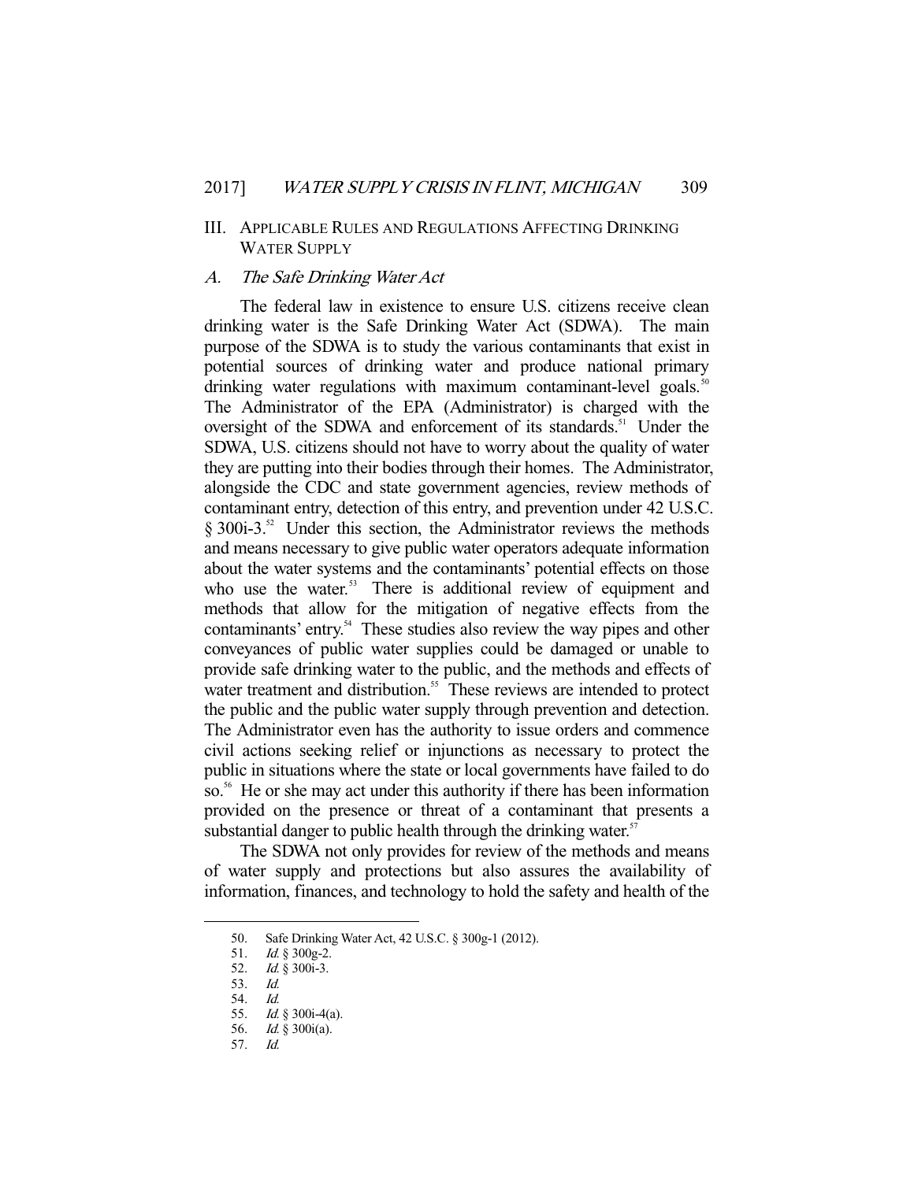## III. Applicable Rules and Regulations Affecting Drinking Water Supply

### A. *The Safe Drinking Water Act*

The federal law in existence to ensure U.S. citizens receive clean drinking water is the Safe Drinking Water Act (SDWA). The main purpose of the SDWA is to study the various contaminants that exist in potential sources of drinking water and produce national primary drinking water regulations with maximum contaminant-level goals.[50] The Administrator of the EPA (Administrator) is charged with the oversight of the SDWA and enforcement of its standards.[51] Under the SDWA, U.S. citizens should not have to worry about the quality of water they are putting into their bodies through their homes. The Administrator, alongside the CDC and state government agencies, review methods of contaminant entry, detection of this entry, and prevention under 42 U.S.C. § 300i-3.[52] Under this section, the Administrator reviews the methods and means necessary to give public water operators adequate information about the water systems and the contaminants' potential effects on those who use the water.[53] There is additional review of equipment and methods that allow for the mitigation of negative effects from the contaminants' entry.[54] These studies also review the way pipes and other conveyances of public water supplies could be damaged or unable to provide safe drinking water to the public, and the methods and effects of water treatment and distribution.[55] These reviews are intended to protect the public and the public water supply through prevention and detection. The Administrator even has the authority to issue orders and commence civil actions seeking relief or injunctions as necessary to protect the public in situations where the state or local governments have failed to do so.[56] He or she may act under this authority if there has been information provided on the presence or threat of a contaminant that presents a substantial danger to public health through the drinking water.[57]

The SDWA not only provides for review of the methods and means of water supply and protections but also assures the availability of information, finances, and technology to hold the safety and health of the

---

50. Safe Drinking Water Act, 42 U.S.C. § 300g-1 (2012).
51. *Id.* § 300g-2.
52. *Id.* § 300i-3.
53. *Id.*
54. *Id.*
55. *Id.* § 300i-4(a).
56. *Id.* § 300i(a).
57. *Id.*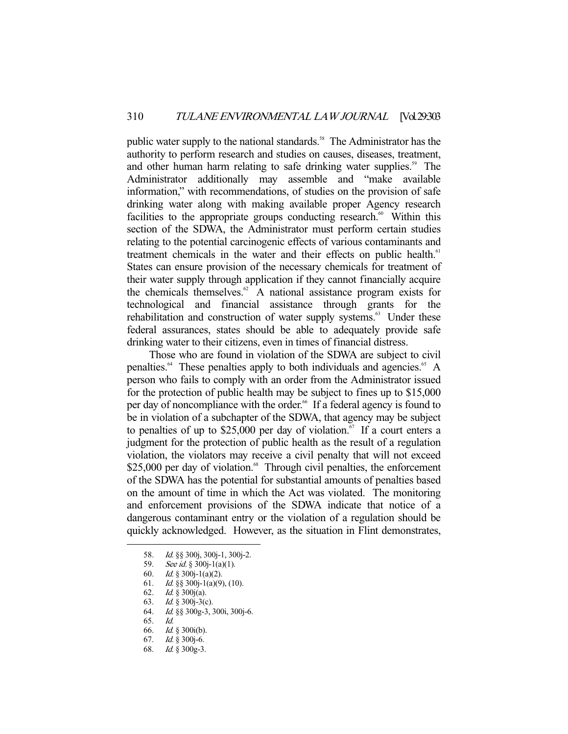public water supply to the national standards.[58] The Administrator has the authority to perform research and studies on causes, diseases, treatment, and other human harm relating to safe drinking water supplies.[59] The Administrator additionally may assemble and "make available information," with recommendations, of studies on the provision of safe drinking water along with making available proper Agency research facilities to the appropriate groups conducting research.[60] Within this section of the SDWA, the Administrator must perform certain studies relating to the potential carcinogenic effects of various contaminants and treatment chemicals in the water and their effects on public health.[61] States can ensure provision of the necessary chemicals for treatment of their water supply through application if they cannot financially acquire the chemicals themselves.[62] A national assistance program exists for technological and financial assistance through grants for the rehabilitation and construction of water supply systems.[63] Under these federal assurances, states should be able to adequately provide safe drinking water to their citizens, even in times of financial distress.

Those who are found in violation of the SDWA are subject to civil penalties.[64] These penalties apply to both individuals and agencies.[65] A person who fails to comply with an order from the Administrator issued for the protection of public health may be subject to fines up to $15,000 per day of noncompliance with the order.[66] If a federal agency is found to be in violation of a subchapter of the SDWA, that agency may be subject to penalties of up to $25,000 per day of violation.[67] If a court enters a judgment for the protection of public health as the result of a regulation violation, the violators may receive a civil penalty that will not exceed $25,000 per day of violation.[68] Through civil penalties, the enforcement of the SDWA has the potential for substantial amounts of penalties based on the amount of time in which the Act was violated. The monitoring and enforcement provisions of the SDWA indicate that notice of a dangerous contaminant entry or the violation of a regulation should be quickly acknowledged. However, as the situation in Flint demonstrates,

---

58. *Id.* §§ 300j, 300j-1, 300j-2.
59. *See id.* § 300j-1(a)(1).
60. *Id.* § 300j-1(a)(2).
61. *Id.* §§ 300j-1(a)(9), (10).
62. *Id.* § 300j(a).
63. *Id.* § 300j-3(c).
64. *Id.* §§ 300g-3, 300i, 300j-6.
65. *Id.*
66. *Id.* § 300i(b).
67. *Id.* § 300j-6.
68. *Id.* § 300g-3.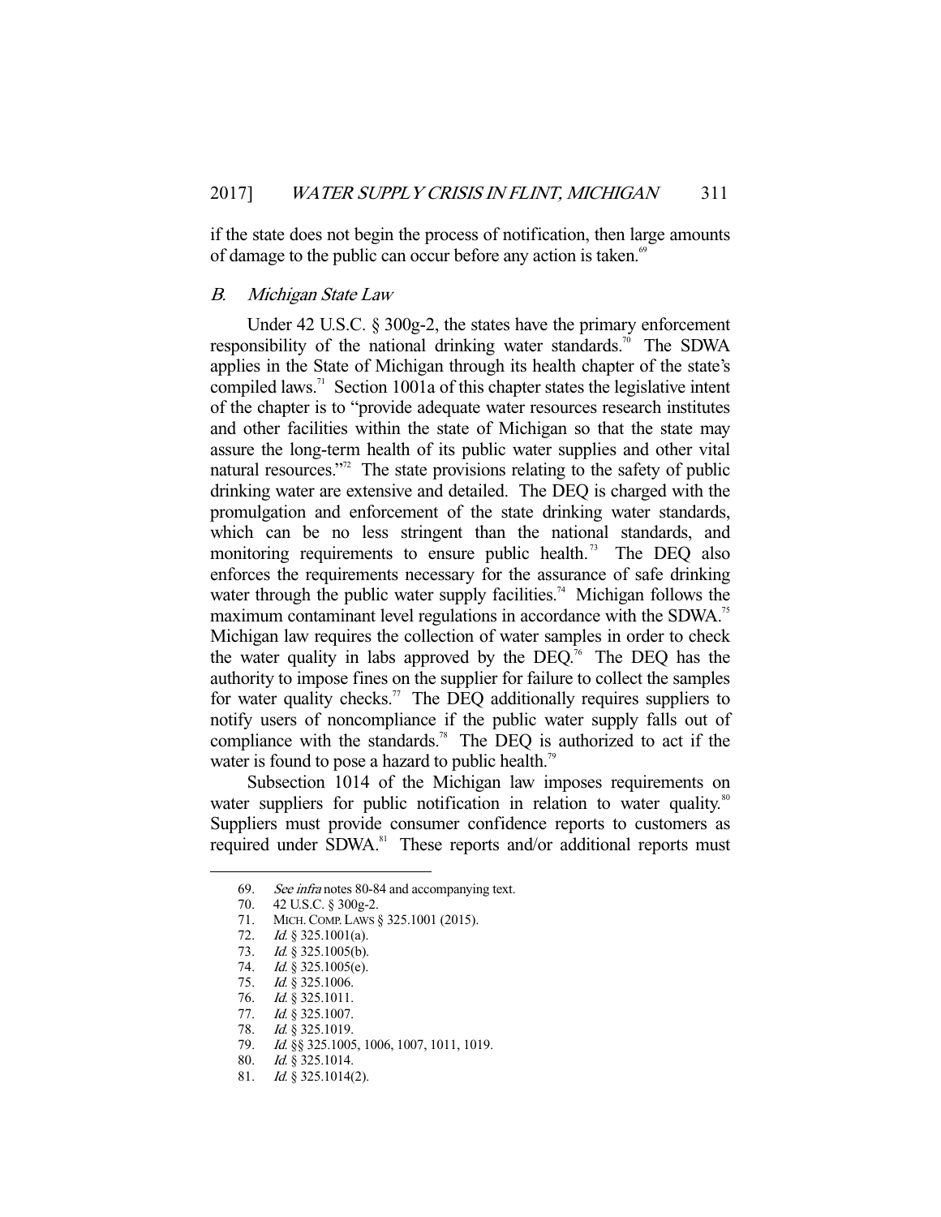if the state does not begin the process of notification, then large amounts of damage to the public can occur before any action is taken.[69]

### *B. Michigan State Law*

Under 42 U.S.C. § 300g-2, the states have the primary enforcement responsibility of the national drinking water standards.[70] The SDWA applies in the State of Michigan through its health chapter of the state's compiled laws.[71] Section 1001a of this chapter states the legislative intent of the chapter is to "provide adequate water resources research institutes and other facilities within the state of Michigan so that the state may assure the long-term health of its public water supplies and other vital natural resources."[72] The state provisions relating to the safety of public drinking water are extensive and detailed. The DEQ is charged with the promulgation and enforcement of the state drinking water standards, which can be no less stringent than the national standards, and monitoring requirements to ensure public health.[73] The DEQ also enforces the requirements necessary for the assurance of safe drinking water through the public water supply facilities.[74] Michigan follows the maximum contaminant level regulations in accordance with the SDWA.[75] Michigan law requires the collection of water samples in order to check the water quality in labs approved by the DEQ.[76] The DEQ has the authority to impose fines on the supplier for failure to collect the samples for water quality checks.[77] The DEQ additionally requires suppliers to notify users of noncompliance if the public water supply falls out of compliance with the standards.[78] The DEQ is authorized to act if the water is found to pose a hazard to public health.[79]

Subsection 1014 of the Michigan law imposes requirements on water suppliers for public notification in relation to water quality.[80] Suppliers must provide consumer confidence reports to customers as required under SDWA.[81] These reports and/or additional reports must

---

69. *See infra* notes 80-84 and accompanying text.
70. 42 U.S.C. § 300g-2.
71. MICH. COMP. LAWS § 325.1001 (2015).
72. *Id.* § 325.1001(a).
73. *Id.* § 325.1005(b).
74. *Id.* § 325.1005(e).
75. *Id.* § 325.1006.
76. *Id.* § 325.1011.
77. *Id.* § 325.1007.
78. *Id.* § 325.1019.
79. *Id.* §§ 325.1005, 1006, 1007, 1011, 1019.
80. *Id.* § 325.1014.
81. *Id.* § 325.1014(2).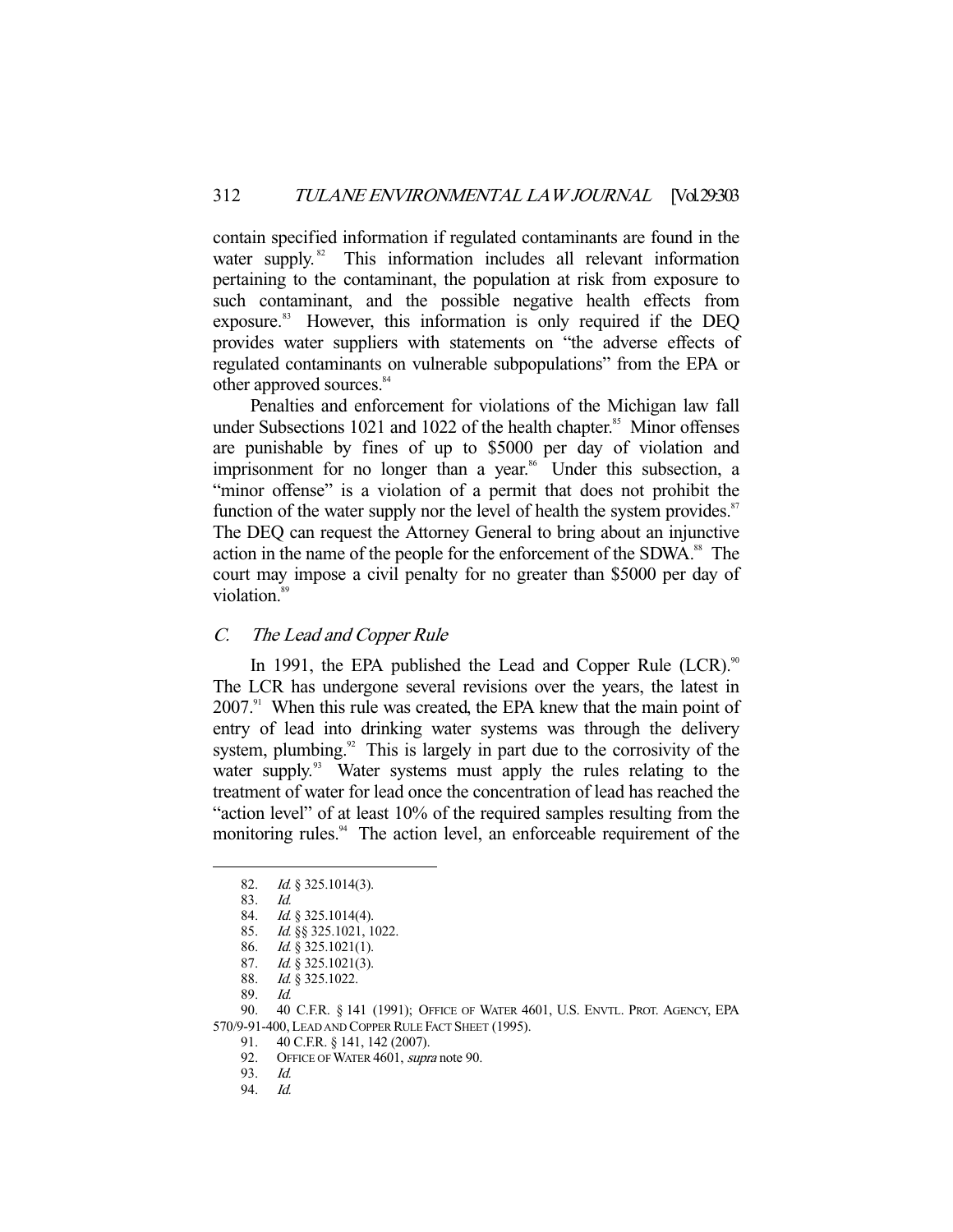contain specified information if regulated contaminants are found in the water supply.[82] This information includes all relevant information pertaining to the contaminant, the population at risk from exposure to such contaminant, and the possible negative health effects from exposure.[83] However, this information is only required if the DEQ provides water suppliers with statements on "the adverse effects of regulated contaminants on vulnerable subpopulations" from the EPA or other approved sources.[84]

Penalties and enforcement for violations of the Michigan law fall under Subsections 1021 and 1022 of the health chapter.[85] Minor offenses are punishable by fines of up to $5000 per day of violation and imprisonment for no longer than a year.[86] Under this subsection, a "minor offense" is a violation of a permit that does not prohibit the function of the water supply nor the level of health the system provides.[87] The DEQ can request the Attorney General to bring about an injunctive action in the name of the people for the enforcement of the SDWA.[88] The court may impose a civil penalty for no greater than $5000 per day of violation.[89]

### *C. The Lead and Copper Rule*

In 1991, the EPA published the Lead and Copper Rule (LCR).[90] The LCR has undergone several revisions over the years, the latest in 2007.[91] When this rule was created, the EPA knew that the main point of entry of lead into drinking water systems was through the delivery system, plumbing.[92] This is largely in part due to the corrosivity of the water supply.[93] Water systems must apply the rules relating to the treatment of water for lead once the concentration of lead has reached the "action level" of at least 10% of the required samples resulting from the monitoring rules.[94] The action level, an enforceable requirement of the

---

82. *Id.* § 325.1014(3).
83. *Id.*
84. *Id.* § 325.1014(4).
85. *Id.* §§ 325.1021, 1022.
86. *Id.* § 325.1021(1).
87. *Id.* § 325.1021(3).
88. *Id.* § 325.1022.
89. *Id.*
90. 40 C.F.R. § 141 (1991); OFFICE OF WATER 4601, U.S. ENVTL. PROT. AGENCY, EPA 570/9-91-400, LEAD AND COPPER RULE FACT SHEET (1995).
91. 40 C.F.R. § 141, 142 (2007).
92. OFFICE OF WATER 4601, *supra* note 90.
93. *Id.*
94. *Id.*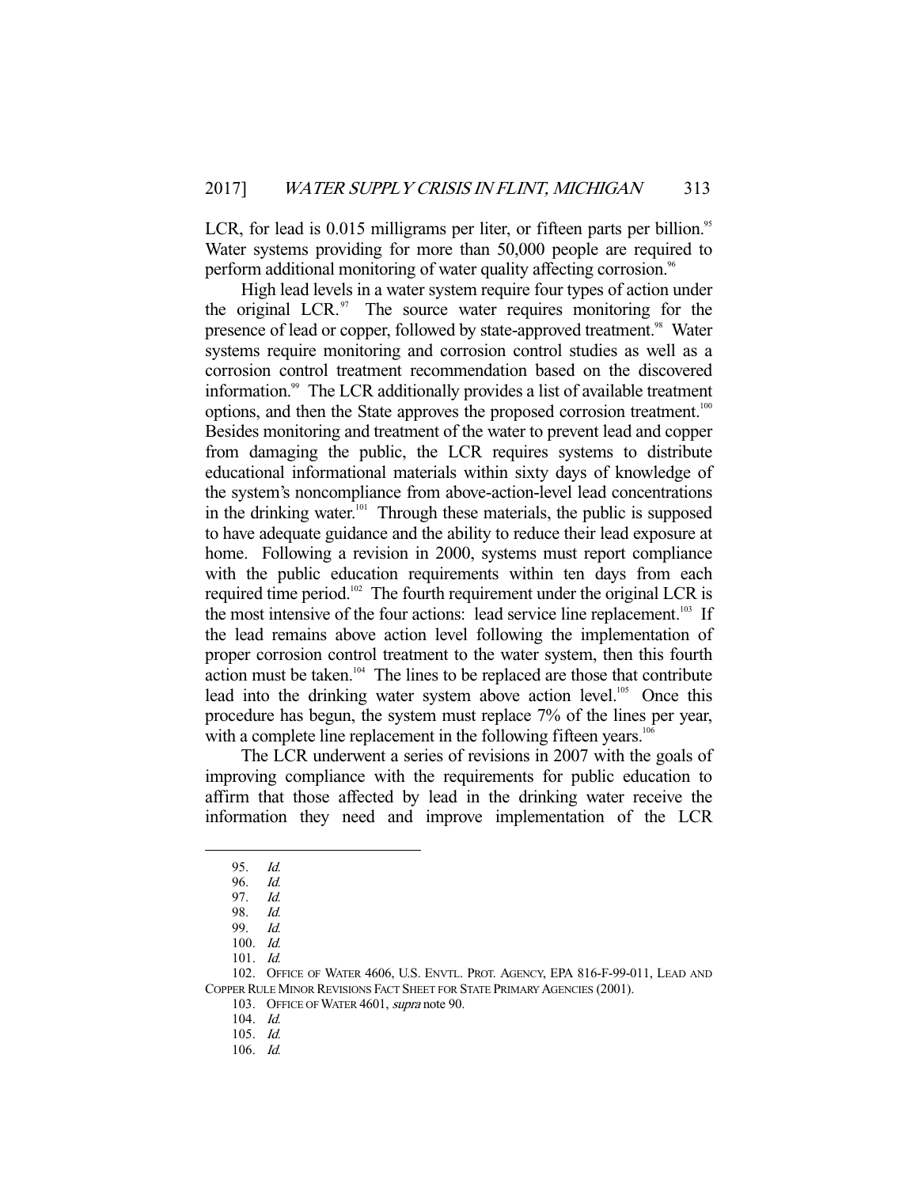LCR, for lead is 0.015 milligrams per liter, or fifteen parts per billion.[95] Water systems providing for more than 50,000 people are required to perform additional monitoring of water quality affecting corrosion.[96]

High lead levels in a water system require four types of action under the original LCR.[97] The source water requires monitoring for the presence of lead or copper, followed by state-approved treatment.[98] Water systems require monitoring and corrosion control studies as well as a corrosion control treatment recommendation based on the discovered information.[99] The LCR additionally provides a list of available treatment options, and then the State approves the proposed corrosion treatment.[100] Besides monitoring and treatment of the water to prevent lead and copper from damaging the public, the LCR requires systems to distribute educational informational materials within sixty days of knowledge of the system's noncompliance from above-action-level lead concentrations in the drinking water.[101] Through these materials, the public is supposed to have adequate guidance and the ability to reduce their lead exposure at home. Following a revision in 2000, systems must report compliance with the public education requirements within ten days from each required time period.[102] The fourth requirement under the original LCR is the most intensive of the four actions: lead service line replacement.[103] If the lead remains above action level following the implementation of proper corrosion control treatment to the water system, then this fourth action must be taken.[104] The lines to be replaced are those that contribute lead into the drinking water system above action level.[105] Once this procedure has begun, the system must replace 7% of the lines per year, with a complete line replacement in the following fifteen years.[106]

The LCR underwent a series of revisions in 2007 with the goals of improving compliance with the requirements for public education to affirm that those affected by lead in the drinking water receive the information they need and improve implementation of the LCR

---

95. *Id.*
96. *Id.*
97. *Id.*
98. *Id.*
99. *Id.*
100. *Id.*
101. *Id.*
102. OFFICE OF WATER 4606, U.S. ENVTL. PROT. AGENCY, EPA 816-F-99-011, LEAD AND COPPER RULE MINOR REVISIONS FACT SHEET FOR STATE PRIMARY AGENCIES (2001).
103. OFFICE OF WATER 4601, *supra* note 90.
104. *Id.*
105. *Id.*
106. *Id.*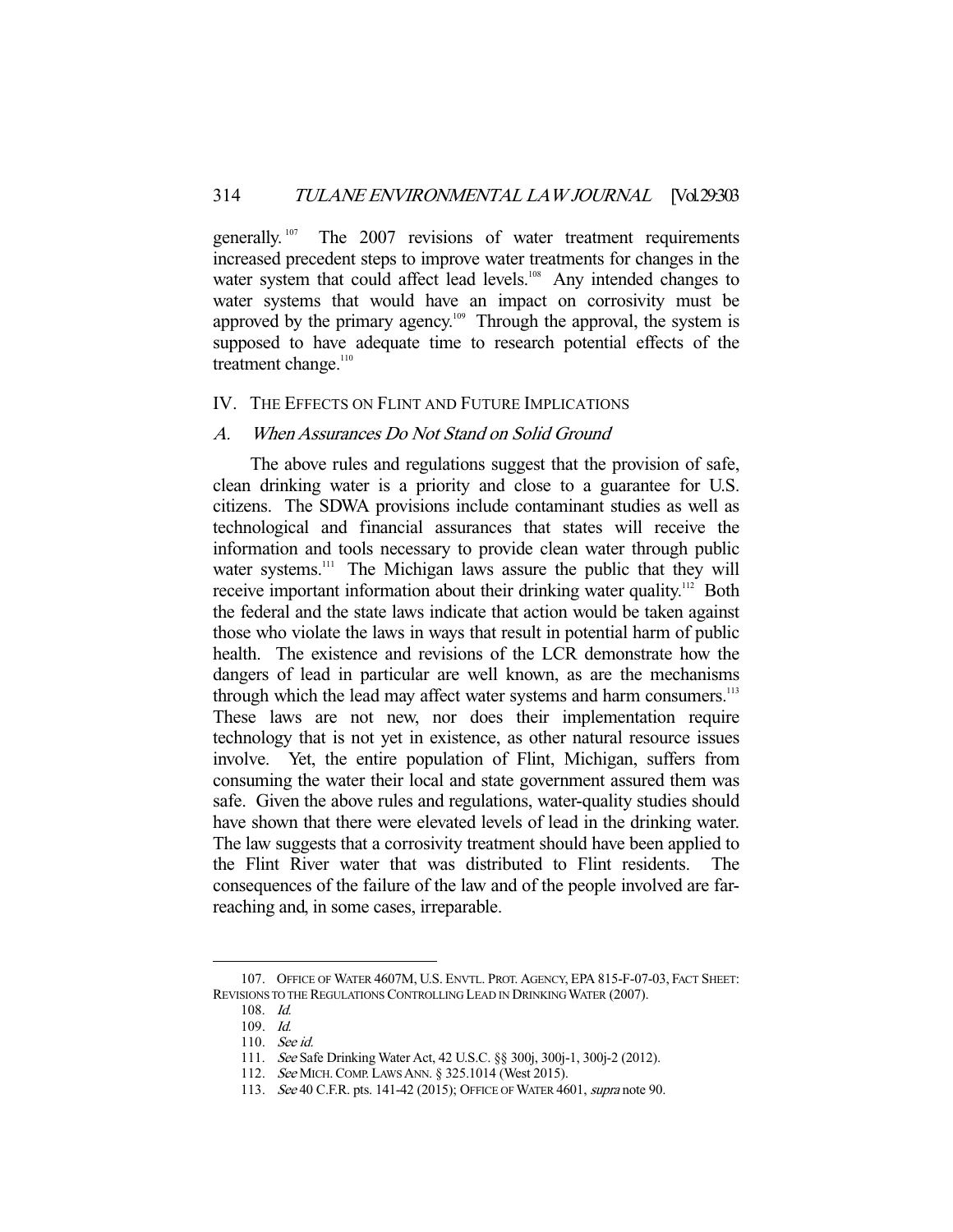generally.[107] The 2007 revisions of water treatment requirements increased precedent steps to improve water treatments for changes in the water system that could affect lead levels.[108] Any intended changes to water systems that would have an impact on corrosivity must be approved by the primary agency.[109] Through the approval, the system is supposed to have adequate time to research potential effects of the treatment change.[110]

## IV. THE EFFECTS ON FLINT AND FUTURE IMPLICATIONS

### A. *When Assurances Do Not Stand on Solid Ground*

The above rules and regulations suggest that the provision of safe, clean drinking water is a priority and close to a guarantee for U.S. citizens. The SDWA provisions include contaminant studies as well as technological and financial assurances that states will receive the information and tools necessary to provide clean water through public water systems.[111] The Michigan laws assure the public that they will receive important information about their drinking water quality.[112] Both the federal and the state laws indicate that action would be taken against those who violate the laws in ways that result in potential harm of public health. The existence and revisions of the LCR demonstrate how the dangers of lead in particular are well known, as are the mechanisms through which the lead may affect water systems and harm consumers.[113] These laws are not new, nor does their implementation require technology that is not yet in existence, as other natural resource issues involve. Yet, the entire population of Flint, Michigan, suffers from consuming the water their local and state government assured them was safe. Given the above rules and regulations, water-quality studies should have shown that there were elevated levels of lead in the drinking water. The law suggests that a corrosivity treatment should have been applied to the Flint River water that was distributed to Flint residents. The consequences of the failure of the law and of the people involved are far-reaching and, in some cases, irreparable.

---

107. OFFICE OF WATER 4607M, U.S. ENVTL. PROT. AGENCY, EPA 815-F-07-03, FACT SHEET: REVISIONS TO THE REGULATIONS CONTROLLING LEAD IN DRINKING WATER (2007).

108. *Id.*

109. *Id.*

110. *See id.*

111. *See* Safe Drinking Water Act, 42 U.S.C. §§ 300j, 300j-1, 300j-2 (2012).

112. *See* MICH. COMP. LAWS ANN. § 325.1014 (West 2015).

113. *See* 40 C.F.R. pts. 141-42 (2015); OFFICE OF WATER 4601, *supra* note 90.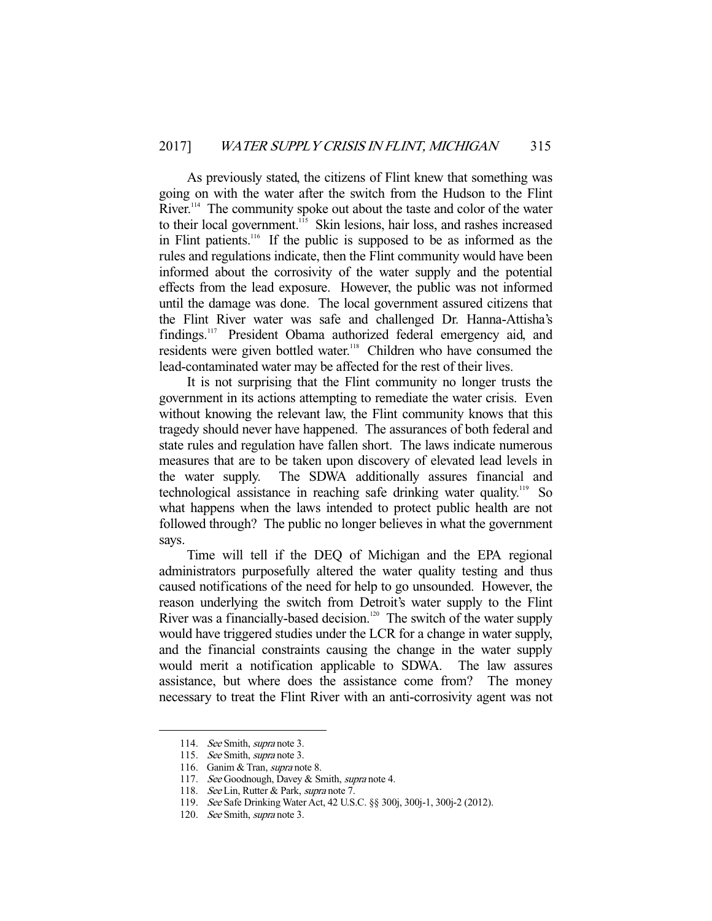As previously stated, the citizens of Flint knew that something was going on with the water after the switch from the Hudson to the Flint River.[114] The community spoke out about the taste and color of the water to their local government.[115] Skin lesions, hair loss, and rashes increased in Flint patients.[116] If the public is supposed to be as informed as the rules and regulations indicate, then the Flint community would have been informed about the corrosivity of the water supply and the potential effects from the lead exposure. However, the public was not informed until the damage was done. The local government assured citizens that the Flint River water was safe and challenged Dr. Hanna-Attisha's findings.[117] President Obama authorized federal emergency aid, and residents were given bottled water.[118] Children who have consumed the lead-contaminated water may be affected for the rest of their lives.

It is not surprising that the Flint community no longer trusts the government in its actions attempting to remediate the water crisis. Even without knowing the relevant law, the Flint community knows that this tragedy should never have happened. The assurances of both federal and state rules and regulation have fallen short. The laws indicate numerous measures that are to be taken upon discovery of elevated lead levels in the water supply. The SDWA additionally assures financial and technological assistance in reaching safe drinking water quality.[119] So what happens when the laws intended to protect public health are not followed through? The public no longer believes in what the government says.

Time will tell if the DEQ of Michigan and the EPA regional administrators purposefully altered the water quality testing and thus caused notifications of the need for help to go unsounded. However, the reason underlying the switch from Detroit's water supply to the Flint River was a financially-based decision.[120] The switch of the water supply would have triggered studies under the LCR for a change in water supply, and the financial constraints causing the change in the water supply would merit a notification applicable to SDWA. The law assures assistance, but where does the assistance come from? The money necessary to treat the Flint River with an anti-corrosivity agent was not

---

114. *See* Smith, *supra* note 3.
115. *See* Smith, *supra* note 3.
116. Ganim & Tran, *supra* note 8.
117. *See* Goodnough, Davey & Smith, *supra* note 4.
118. *See* Lin, Rutter & Park, *supra* note 7.
119. *See* Safe Drinking Water Act, 42 U.S.C. §§ 300j, 300j-1, 300j-2 (2012).
120. *See* Smith, *supra* note 3.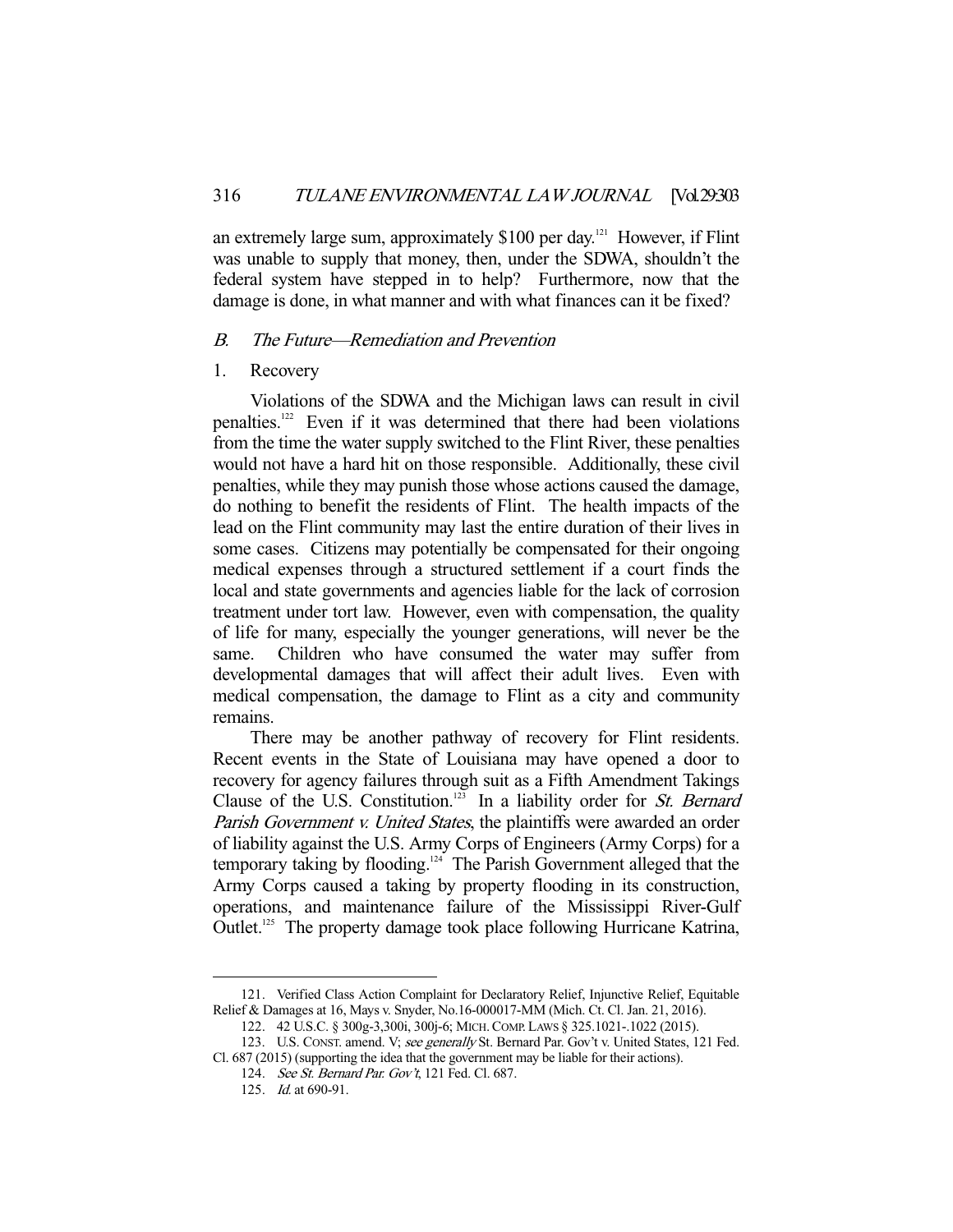an extremely large sum, approximately $100 per day.[121] However, if Flint was unable to supply that money, then, under the SDWA, shouldn't the federal system have stepped in to help? Furthermore, now that the damage is done, in what manner and with what finances can it be fixed?

### *B. The Future—Remediation and Prevention*

#### 1. Recovery

Violations of the SDWA and the Michigan laws can result in civil penalties.[122] Even if it was determined that there had been violations from the time the water supply switched to the Flint River, these penalties would not have a hard hit on those responsible. Additionally, these civil penalties, while they may punish those whose actions caused the damage, do nothing to benefit the residents of Flint. The health impacts of the lead on the Flint community may last the entire duration of their lives in some cases. Citizens may potentially be compensated for their ongoing medical expenses through a structured settlement if a court finds the local and state governments and agencies liable for the lack of corrosion treatment under tort law. However, even with compensation, the quality of life for many, especially the younger generations, will never be the same. Children who have consumed the water may suffer from developmental damages that will affect their adult lives. Even with medical compensation, the damage to Flint as a city and community remains.

There may be another pathway of recovery for Flint residents. Recent events in the State of Louisiana may have opened a door to recovery for agency failures through suit as a Fifth Amendment Takings Clause of the U.S. Constitution.[123] In a liability order for *St. Bernard Parish Government v. United States*, the plaintiffs were awarded an order of liability against the U.S. Army Corps of Engineers (Army Corps) for a temporary taking by flooding.[124] The Parish Government alleged that the Army Corps caused a taking by property flooding in its construction, operations, and maintenance failure of the Mississippi River-Gulf Outlet.[125] The property damage took place following Hurricane Katrina,

---

121. Verified Class Action Complaint for Declaratory Relief, Injunctive Relief, Equitable Relief & Damages at 16, Mays v. Snyder, No.16-000017-MM (Mich. Ct. Cl. Jan. 21, 2016).

122. 42 U.S.C. § 300g-3,300i, 300j-6; MICH. COMP. LAWS § 325.1021-.1022 (2015).

123. U.S. CONST. amend. V; *see generally* St. Bernard Par. Gov't v. United States, 121 Fed. Cl. 687 (2015) (supporting the idea that the government may be liable for their actions).

124. *See St. Bernard Par. Gov't*, 121 Fed. Cl. 687.

125. *Id.* at 690-91.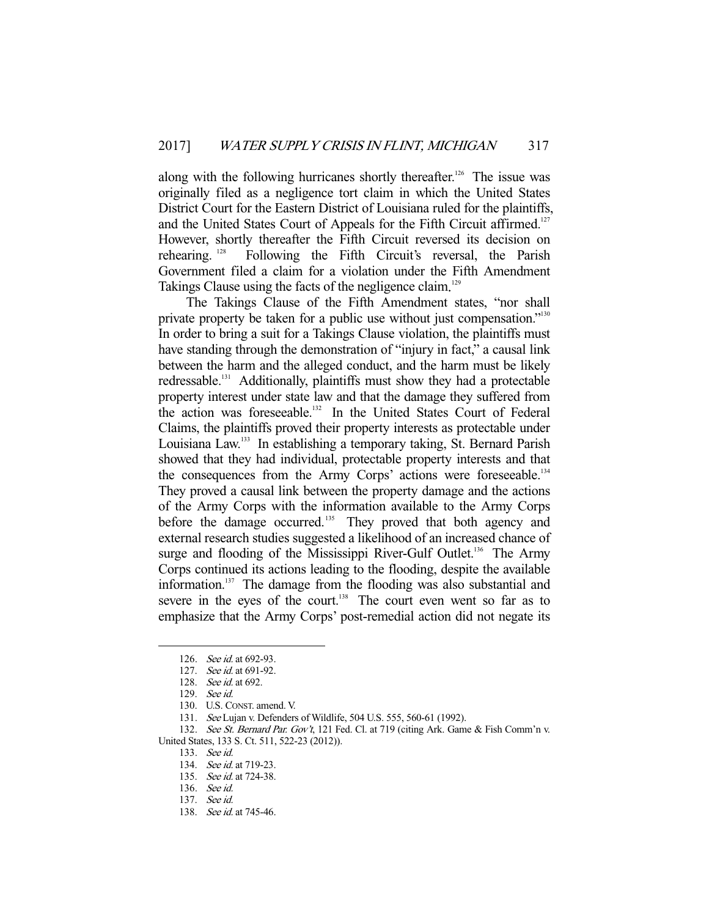along with the following hurricanes shortly thereafter.[126] The issue was originally filed as a negligence tort claim in which the United States District Court for the Eastern District of Louisiana ruled for the plaintiffs, and the United States Court of Appeals for the Fifth Circuit affirmed.[127] However, shortly thereafter the Fifth Circuit reversed its decision on rehearing.[128] Following the Fifth Circuit's reversal, the Parish Government filed a claim for a violation under the Fifth Amendment Takings Clause using the facts of the negligence claim.[129]

The Takings Clause of the Fifth Amendment states, "nor shall private property be taken for a public use without just compensation."[130] In order to bring a suit for a Takings Clause violation, the plaintiffs must have standing through the demonstration of "injury in fact," a causal link between the harm and the alleged conduct, and the harm must be likely redressable.[131] Additionally, plaintiffs must show they had a protectable property interest under state law and that the damage they suffered from the action was foreseeable.[132] In the United States Court of Federal Claims, the plaintiffs proved their property interests as protectable under Louisiana Law.[133] In establishing a temporary taking, St. Bernard Parish showed that they had individual, protectable property interests and that the consequences from the Army Corps' actions were foreseeable.[134] They proved a causal link between the property damage and the actions of the Army Corps with the information available to the Army Corps before the damage occurred.[135] They proved that both agency and external research studies suggested a likelihood of an increased chance of surge and flooding of the Mississippi River-Gulf Outlet.[136] The Army Corps continued its actions leading to the flooding, despite the available information.[137] The damage from the flooding was also substantial and severe in the eyes of the court.[138] The court even went so far as to emphasize that the Army Corps' post-remedial action did not negate its

---

126. *See id.* at 692-93.
127. *See id.* at 691-92.
128. *See id.* at 692.
129. *See id.*
130. U.S. CONST. amend. V.
131. *See* Lujan v. Defenders of Wildlife, 504 U.S. 555, 560-61 (1992).
132. *See St. Bernard Par. Gov't*, 121 Fed. Cl. at 719 (citing Ark. Game & Fish Comm'n v. United States, 133 S. Ct. 511, 522-23 (2012)).
133. *See id.*
134. *See id.* at 719-23.
135. *See id.* at 724-38.
136. *See id.*
137. *See id.*
138. *See id.* at 745-46.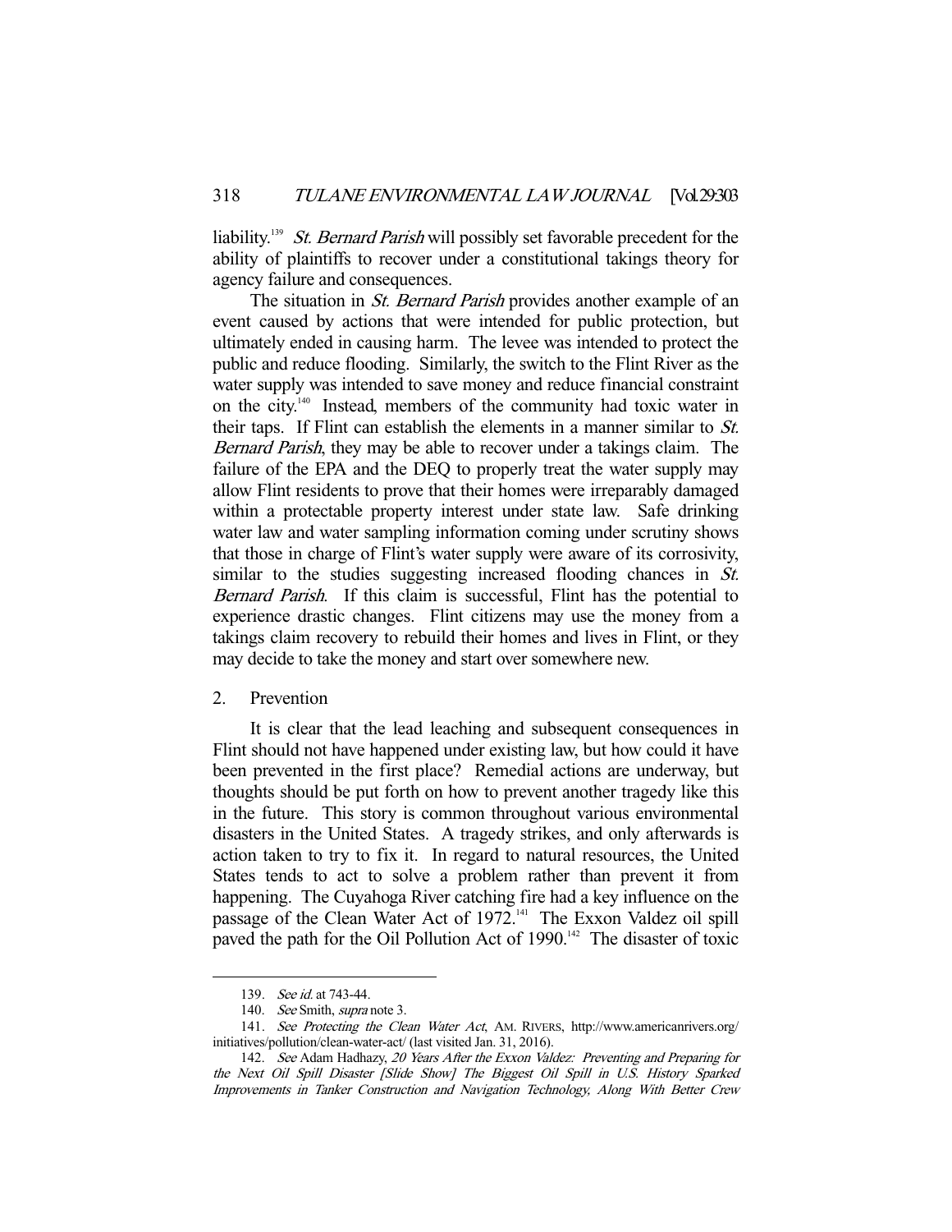liability.[139] *St. Bernard Parish* will possibly set favorable precedent for the ability of plaintiffs to recover under a constitutional takings theory for agency failure and consequences.

The situation in *St. Bernard Parish* provides another example of an event caused by actions that were intended for public protection, but ultimately ended in causing harm. The levee was intended to protect the public and reduce flooding. Similarly, the switch to the Flint River as the water supply was intended to save money and reduce financial constraint on the city.[140] Instead, members of the community had toxic water in their taps. If Flint can establish the elements in a manner similar to *St. Bernard Parish*, they may be able to recover under a takings claim. The failure of the EPA and the DEQ to properly treat the water supply may allow Flint residents to prove that their homes were irreparably damaged within a protectable property interest under state law. Safe drinking water law and water sampling information coming under scrutiny shows that those in charge of Flint's water supply were aware of its corrosivity, similar to the studies suggesting increased flooding chances in *St. Bernard Parish*. If this claim is successful, Flint has the potential to experience drastic changes. Flint citizens may use the money from a takings claim recovery to rebuild their homes and lives in Flint, or they may decide to take the money and start over somewhere new.

### 2. Prevention

It is clear that the lead leaching and subsequent consequences in Flint should not have happened under existing law, but how could it have been prevented in the first place? Remedial actions are underway, but thoughts should be put forth on how to prevent another tragedy like this in the future. This story is common throughout various environmental disasters in the United States. A tragedy strikes, and only afterwards is action taken to try to fix it. In regard to natural resources, the United States tends to act to solve a problem rather than prevent it from happening. The Cuyahoga River catching fire had a key influence on the passage of the Clean Water Act of 1972.[141] The Exxon Valdez oil spill paved the path for the Oil Pollution Act of 1990.[142] The disaster of toxic

---

139. *See id.* at 743-44.

140. *See* Smith, *supra* note 3.

141. *See Protecting the Clean Water Act*, AM. RIVERS, http://www.americanrivers.org/initiatives/pollution/clean-water-act/ (last visited Jan. 31, 2016).

142. *See* Adam Hadhazy, *20 Years After the Exxon Valdez: Preventing and Preparing for the Next Oil Spill Disaster [Slide Show] The Biggest Oil Spill in U.S. History Sparked Improvements in Tanker Construction and Navigation Technology, Along With Better Crew*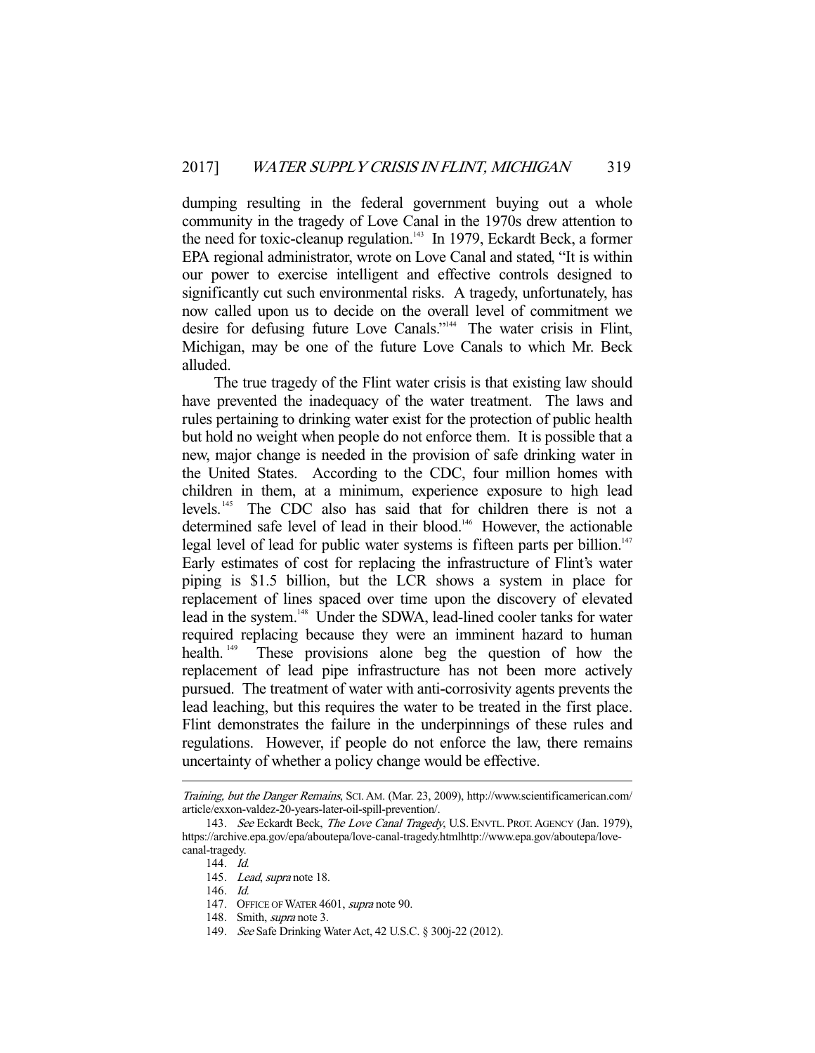dumping resulting in the federal government buying out a whole community in the tragedy of Love Canal in the 1970s drew attention to the need for toxic-cleanup regulation.[143] In 1979, Eckardt Beck, a former EPA regional administrator, wrote on Love Canal and stated, "It is within our power to exercise intelligent and effective controls designed to significantly cut such environmental risks. A tragedy, unfortunately, has now called upon us to decide on the overall level of commitment we desire for defusing future Love Canals."[144] The water crisis in Flint, Michigan, may be one of the future Love Canals to which Mr. Beck alluded.

The true tragedy of the Flint water crisis is that existing law should have prevented the inadequacy of the water treatment. The laws and rules pertaining to drinking water exist for the protection of public health but hold no weight when people do not enforce them. It is possible that a new, major change is needed in the provision of safe drinking water in the United States. According to the CDC, four million homes with children in them, at a minimum, experience exposure to high lead levels.[145] The CDC also has said that for children there is not a determined safe level of lead in their blood.[146] However, the actionable legal level of lead for public water systems is fifteen parts per billion.[147] Early estimates of cost for replacing the infrastructure of Flint's water piping is $1.5 billion, but the LCR shows a system in place for replacement of lines spaced over time upon the discovery of elevated lead in the system.[148] Under the SDWA, lead-lined cooler tanks for water required replacing because they were an imminent hazard to human health.[149] These provisions alone beg the question of how the replacement of lead pipe infrastructure has not been more actively pursued. The treatment of water with anti-corrosivity agents prevents the lead leaching, but this requires the water to be treated in the first place. Flint demonstrates the failure in the underpinnings of these rules and regulations. However, if people do not enforce the law, there remains uncertainty of whether a policy change would be effective.

---

*Training, but the Danger Remains*, SCI. AM. (Mar. 23, 2009), http://www.scientificamerican.com/article/exxon-valdez-20-years-later-oil-spill-prevention/.

143. *See* Eckardt Beck, *The Love Canal Tragedy*, U.S. ENVTL. PROT. AGENCY (Jan. 1979), https://archive.epa.gov/epa/aboutepa/love-canal-tragedy.htmlhttp://www.epa.gov/aboutepa/love-canal-tragedy.

144. *Id.*

145. *Lead*, *supra* note 18.

146. *Id.*

147. OFFICE OF WATER 4601, *supra* note 90.

148. Smith, *supra* note 3.

149. *See* Safe Drinking Water Act, 42 U.S.C. § 300j-22 (2012).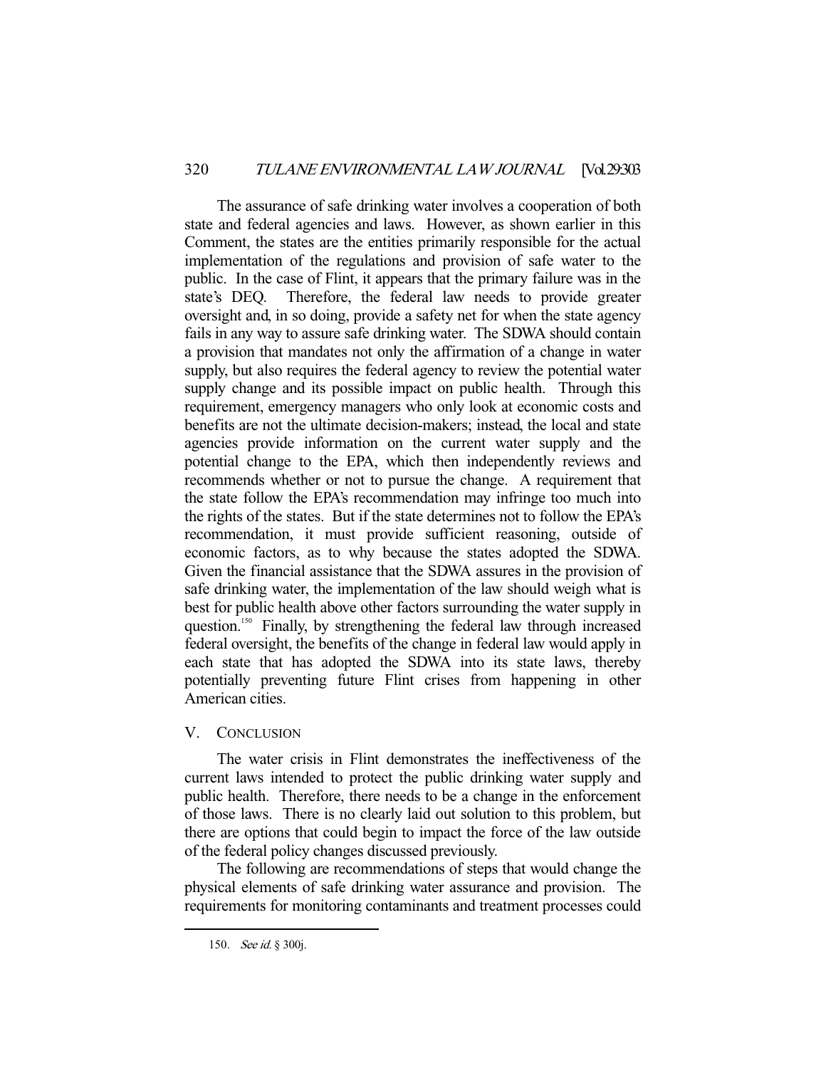The assurance of safe drinking water involves a cooperation of both state and federal agencies and laws. However, as shown earlier in this Comment, the states are the entities primarily responsible for the actual implementation of the regulations and provision of safe water to the public. In the case of Flint, it appears that the primary failure was in the state's DEQ. Therefore, the federal law needs to provide greater oversight and, in so doing, provide a safety net for when the state agency fails in any way to assure safe drinking water. The SDWA should contain a provision that mandates not only the affirmation of a change in water supply, but also requires the federal agency to review the potential water supply change and its possible impact on public health. Through this requirement, emergency managers who only look at economic costs and benefits are not the ultimate decision-makers; instead, the local and state agencies provide information on the current water supply and the potential change to the EPA, which then independently reviews and recommends whether or not to pursue the change. A requirement that the state follow the EPA's recommendation may infringe too much into the rights of the states. But if the state determines not to follow the EPA's recommendation, it must provide sufficient reasoning, outside of economic factors, as to why because the states adopted the SDWA. Given the financial assistance that the SDWA assures in the provision of safe drinking water, the implementation of the law should weigh what is best for public health above other factors surrounding the water supply in question.[150] Finally, by strengthening the federal law through increased federal oversight, the benefits of the change in federal law would apply in each state that has adopted the SDWA into its state laws, thereby potentially preventing future Flint crises from happening in other American cities.

## V. CONCLUSION

The water crisis in Flint demonstrates the ineffectiveness of the current laws intended to protect the public drinking water supply and public health. Therefore, there needs to be a change in the enforcement of those laws. There is no clearly laid out solution to this problem, but there are options that could begin to impact the force of the law outside of the federal policy changes discussed previously.

The following are recommendations of steps that would change the physical elements of safe drinking water assurance and provision. The requirements for monitoring contaminants and treatment processes could

---

150. *See id.* § 300j.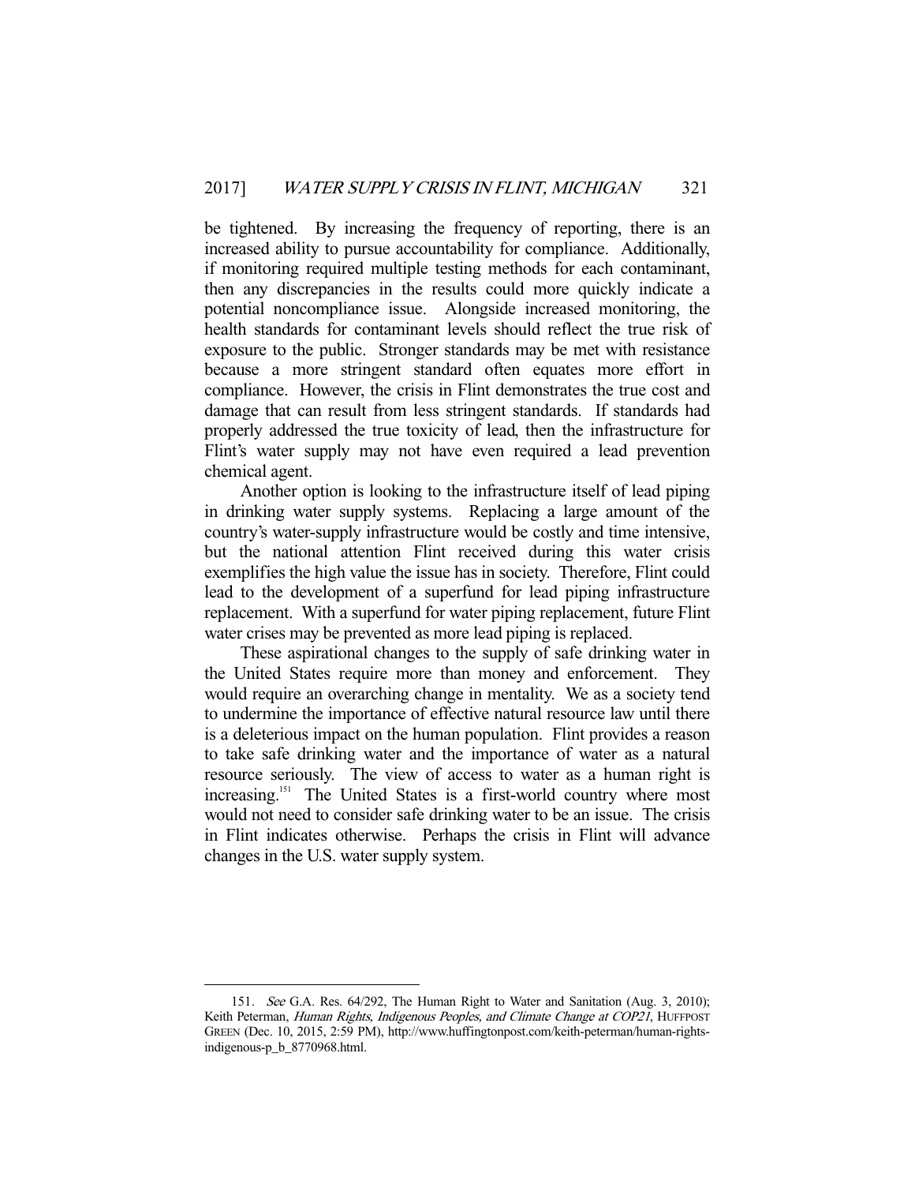be tightened. By increasing the frequency of reporting, there is an increased ability to pursue accountability for compliance. Additionally, if monitoring required multiple testing methods for each contaminant, then any discrepancies in the results could more quickly indicate a potential noncompliance issue. Alongside increased monitoring, the health standards for contaminant levels should reflect the true risk of exposure to the public. Stronger standards may be met with resistance because a more stringent standard often equates more effort in compliance. However, the crisis in Flint demonstrates the true cost and damage that can result from less stringent standards. If standards had properly addressed the true toxicity of lead, then the infrastructure for Flint's water supply may not have even required a lead prevention chemical agent.

Another option is looking to the infrastructure itself of lead piping in drinking water supply systems. Replacing a large amount of the country's water-supply infrastructure would be costly and time intensive, but the national attention Flint received during this water crisis exemplifies the high value the issue has in society. Therefore, Flint could lead to the development of a superfund for lead piping infrastructure replacement. With a superfund for water piping replacement, future Flint water crises may be prevented as more lead piping is replaced.

These aspirational changes to the supply of safe drinking water in the United States require more than money and enforcement. They would require an overarching change in mentality. We as a society tend to undermine the importance of effective natural resource law until there is a deleterious impact on the human population. Flint provides a reason to take safe drinking water and the importance of water as a natural resource seriously. The view of access to water as a human right is increasing.[151] The United States is a first-world country where most would not need to consider safe drinking water to be an issue. The crisis in Flint indicates otherwise. Perhaps the crisis in Flint will advance changes in the U.S. water supply system.

---

151. *See* G.A. Res. 64/292, The Human Right to Water and Sanitation (Aug. 3, 2010); Keith Peterman, *Human Rights, Indigenous Peoples, and Climate Change at COP21*, HUFFPOST GREEN (Dec. 10, 2015, 2:59 PM), http://www.huffingtonpost.com/keith-peterman/human-rights-indigenous-p_b_8770968.html.